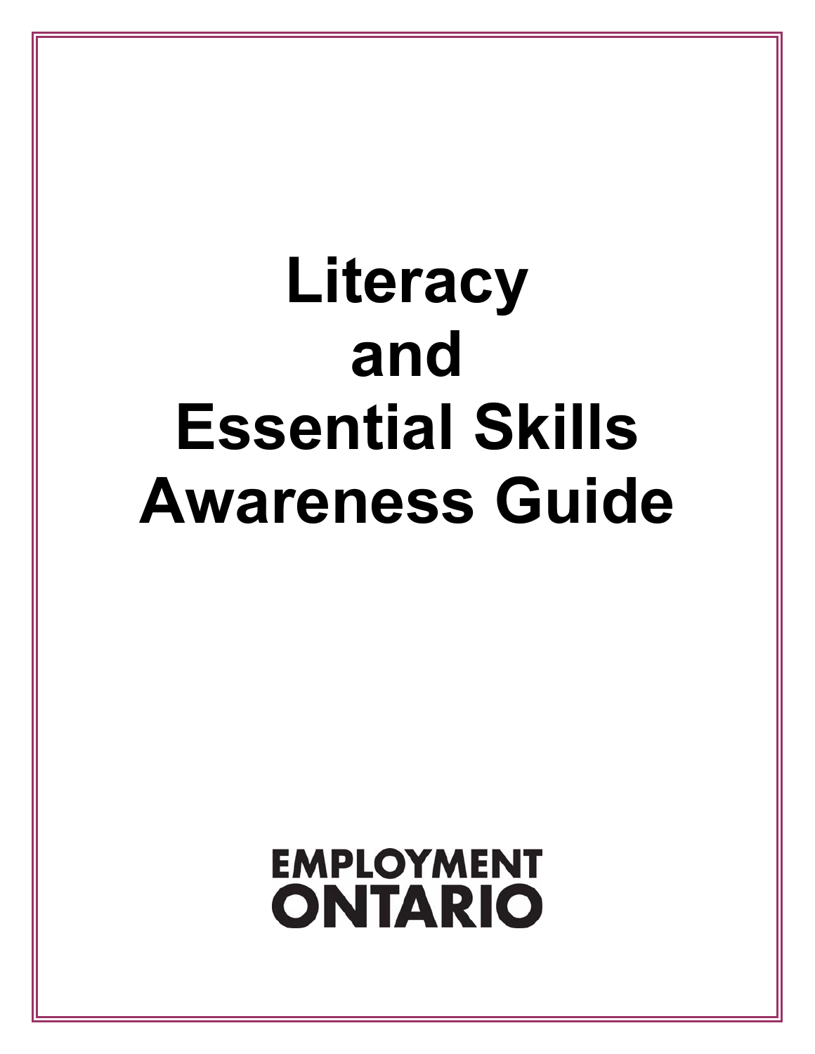# Literacy and Essential Skills Awareness Guide

EMPLOYMENT ONTARIO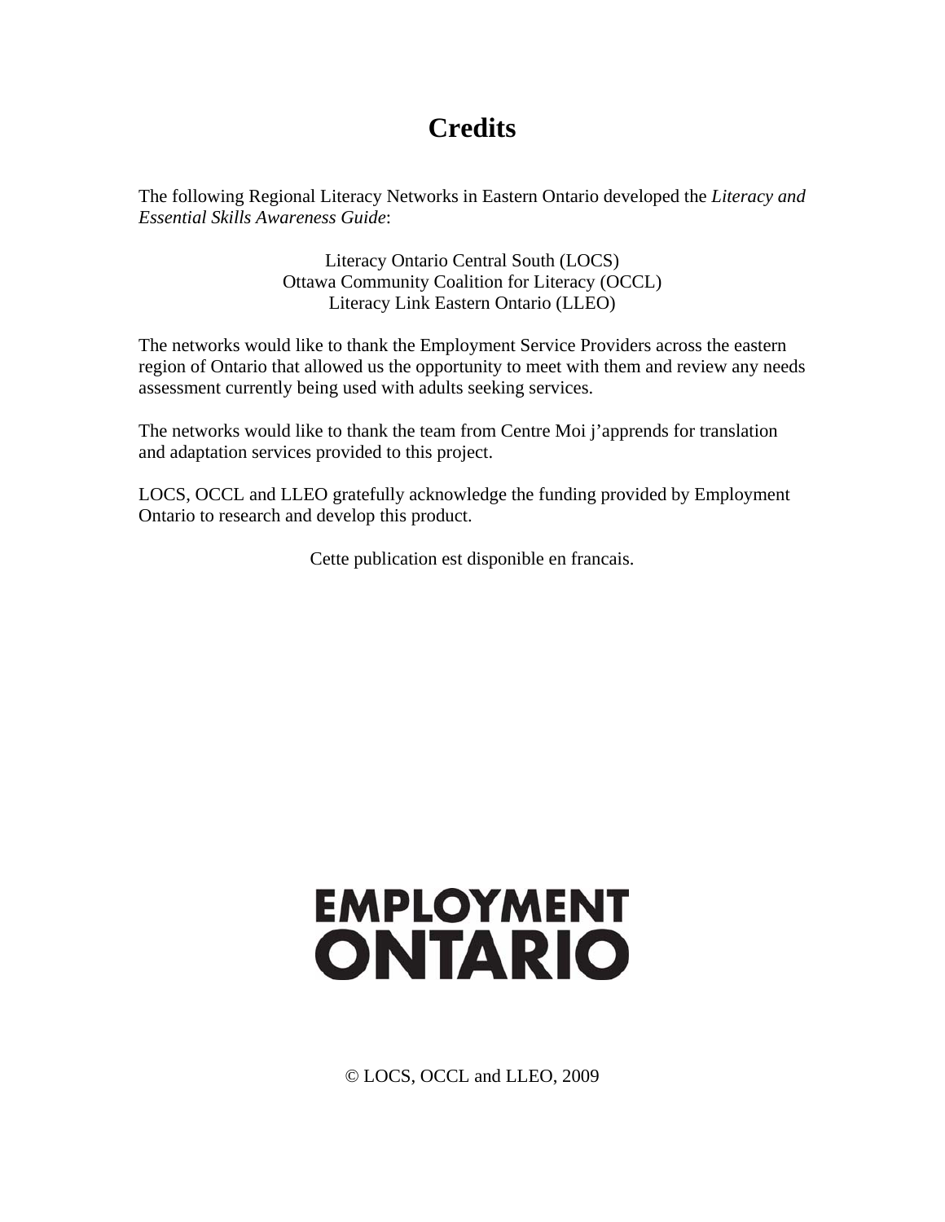# Credits

The following Regional Literacy Networks in Eastern Ontario developed the *Literacy and Essential Skills Awareness Guide*:

Literacy Ontario Central South (LOCS)
Ottawa Community Coalition for Literacy (OCCL)
Literacy Link Eastern Ontario (LLEO)

The networks would like to thank the Employment Service Providers across the eastern region of Ontario that allowed us the opportunity to meet with them and review any needs assessment currently being used with adults seeking services.

The networks would like to thank the team from Centre Moi j'apprends for translation and adaptation services provided to this project.

LOCS, OCCL and LLEO gratefully acknowledge the funding provided by Employment Ontario to research and develop this product.

Cette publication est disponible en francais.

EMPLOYMENT
ONTARIO

© LOCS, OCCL and LLEO, 2009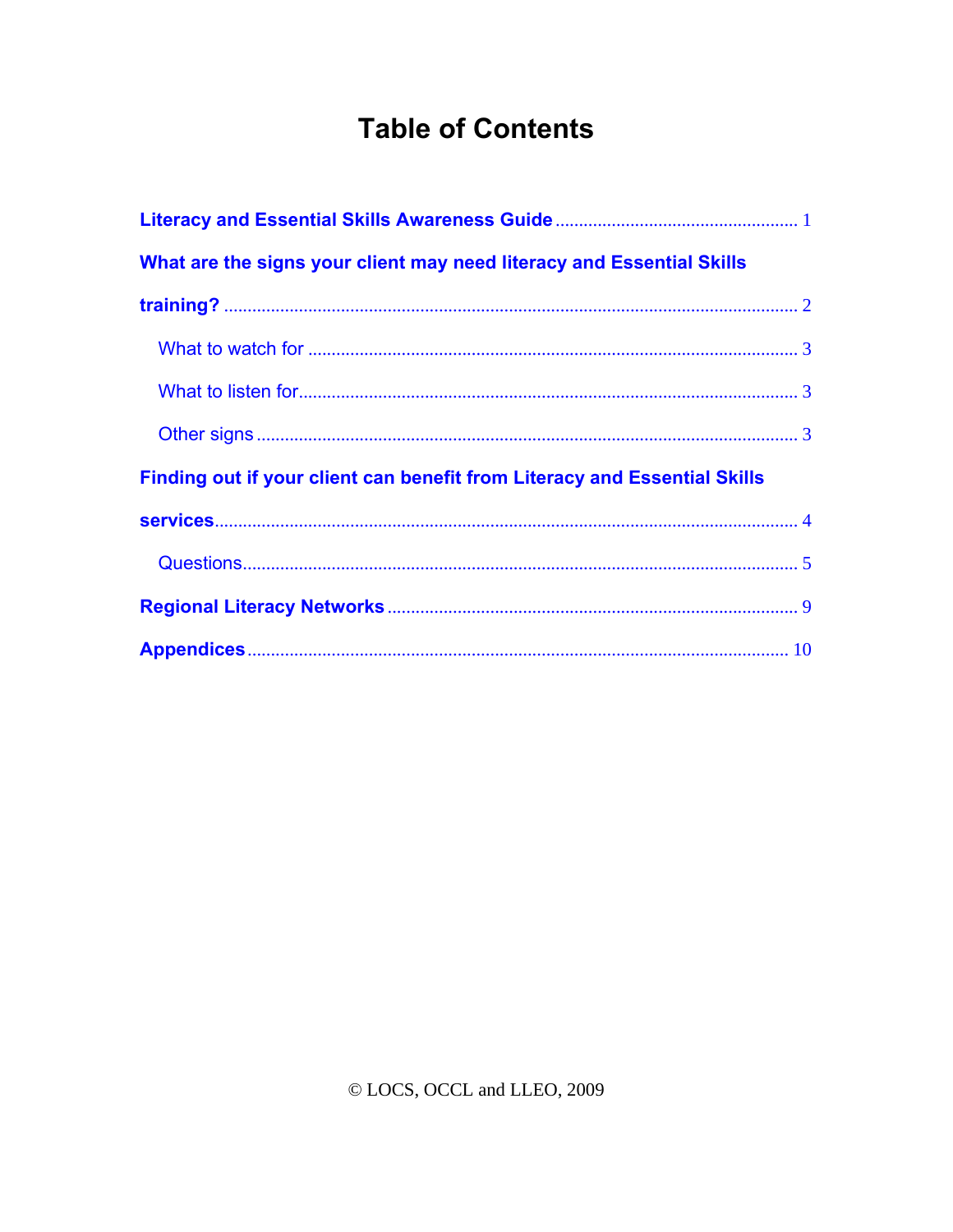# Table of Contents

Literacy and Essential Skills Awareness Guide .................................................... 1

What are the signs your client may need literacy and Essential Skills training? .................................................................................................................. 2

- What to watch for ........................................................................................ 3
- What to listen for.......................................................................................... 3
- Other signs .................................................................................................. 3

Finding out if your client can benefit from Literacy and Essential Skills services.................................................................................................................. 4

- Questions..................................................................................................... 5

Regional Literacy Networks ...................................................................................... 9

Appendices ................................................................................................................. 10

© LOCS, OCCL and LLEO, 2009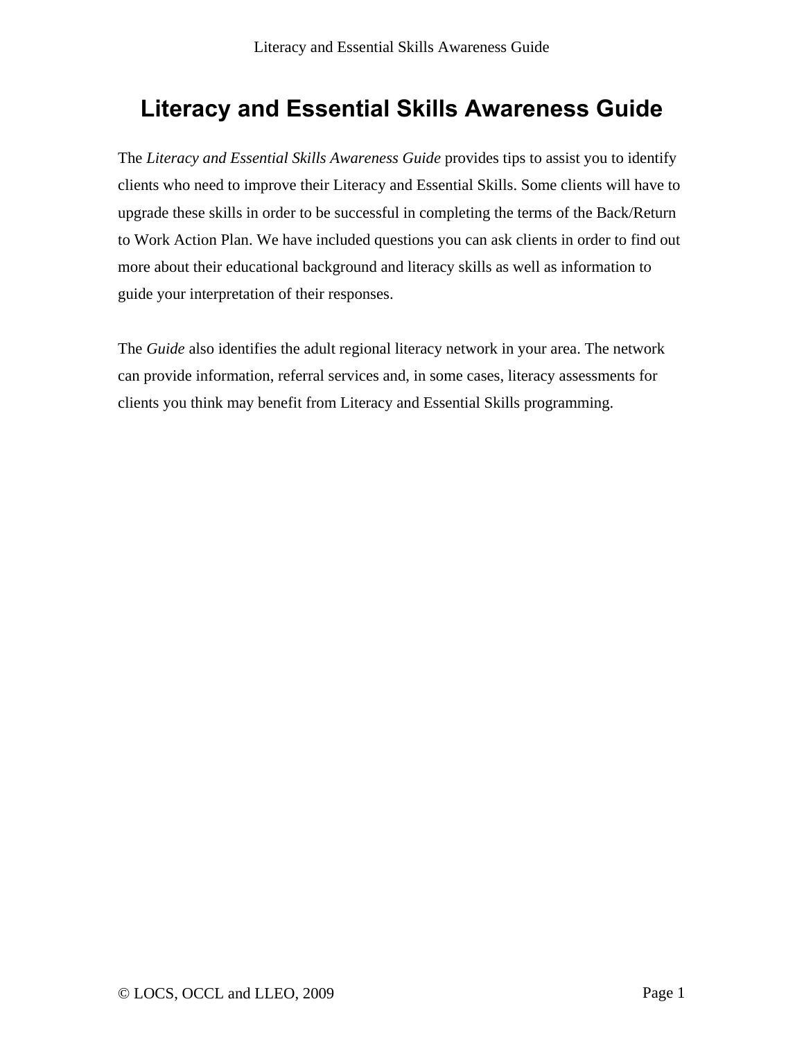# Literacy and Essential Skills Awareness Guide

The *Literacy and Essential Skills Awareness Guide* provides tips to assist you to identify clients who need to improve their Literacy and Essential Skills. Some clients will have to upgrade these skills in order to be successful in completing the terms of the Back/Return to Work Action Plan. We have included questions you can ask clients in order to find out more about their educational background and literacy skills as well as information to guide your interpretation of their responses.

The *Guide* also identifies the adult regional literacy network in your area. The network can provide information, referral services and, in some cases, literacy assessments for clients you think may benefit from Literacy and Essential Skills programming.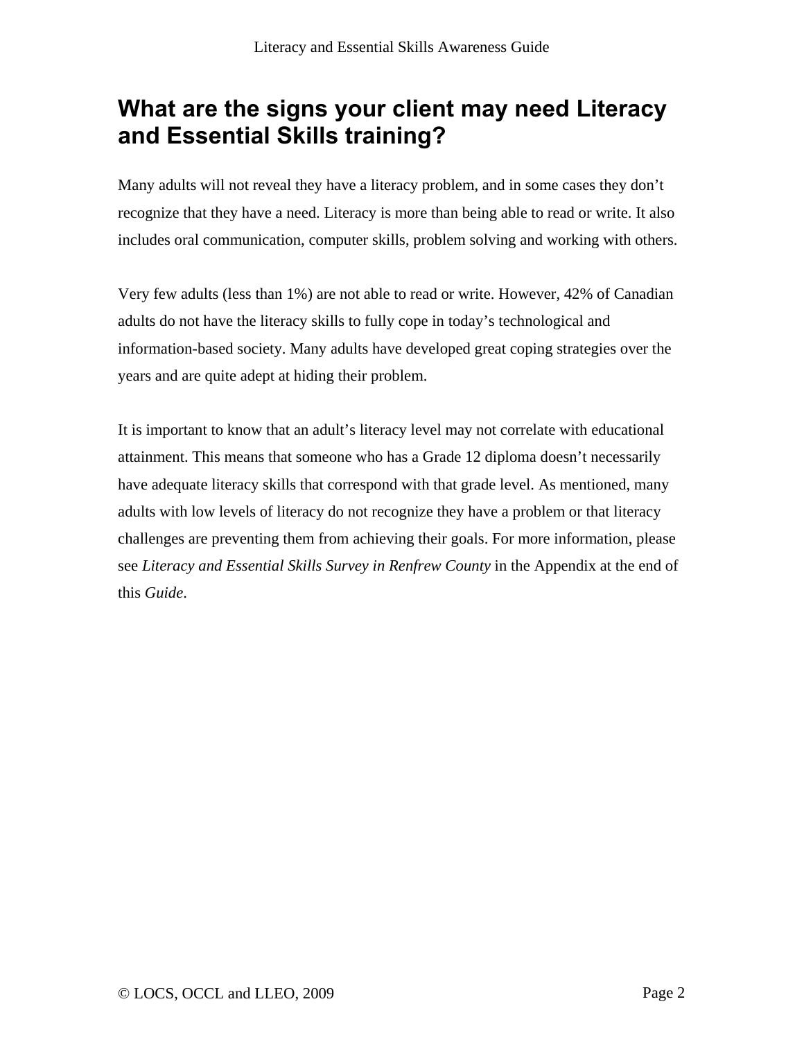# What are the signs your client may need Literacy and Essential Skills training?

Many adults will not reveal they have a literacy problem, and in some cases they don't recognize that they have a need. Literacy is more than being able to read or write. It also includes oral communication, computer skills, problem solving and working with others.

Very few adults (less than 1%) are not able to read or write. However, 42% of Canadian adults do not have the literacy skills to fully cope in today's technological and information-based society. Many adults have developed great coping strategies over the years and are quite adept at hiding their problem.

It is important to know that an adult's literacy level may not correlate with educational attainment. This means that someone who has a Grade 12 diploma doesn't necessarily have adequate literacy skills that correspond with that grade level. As mentioned, many adults with low levels of literacy do not recognize they have a problem or that literacy challenges are preventing them from achieving their goals. For more information, please see *Literacy and Essential Skills Survey in Renfrew County* in the Appendix at the end of this *Guide*.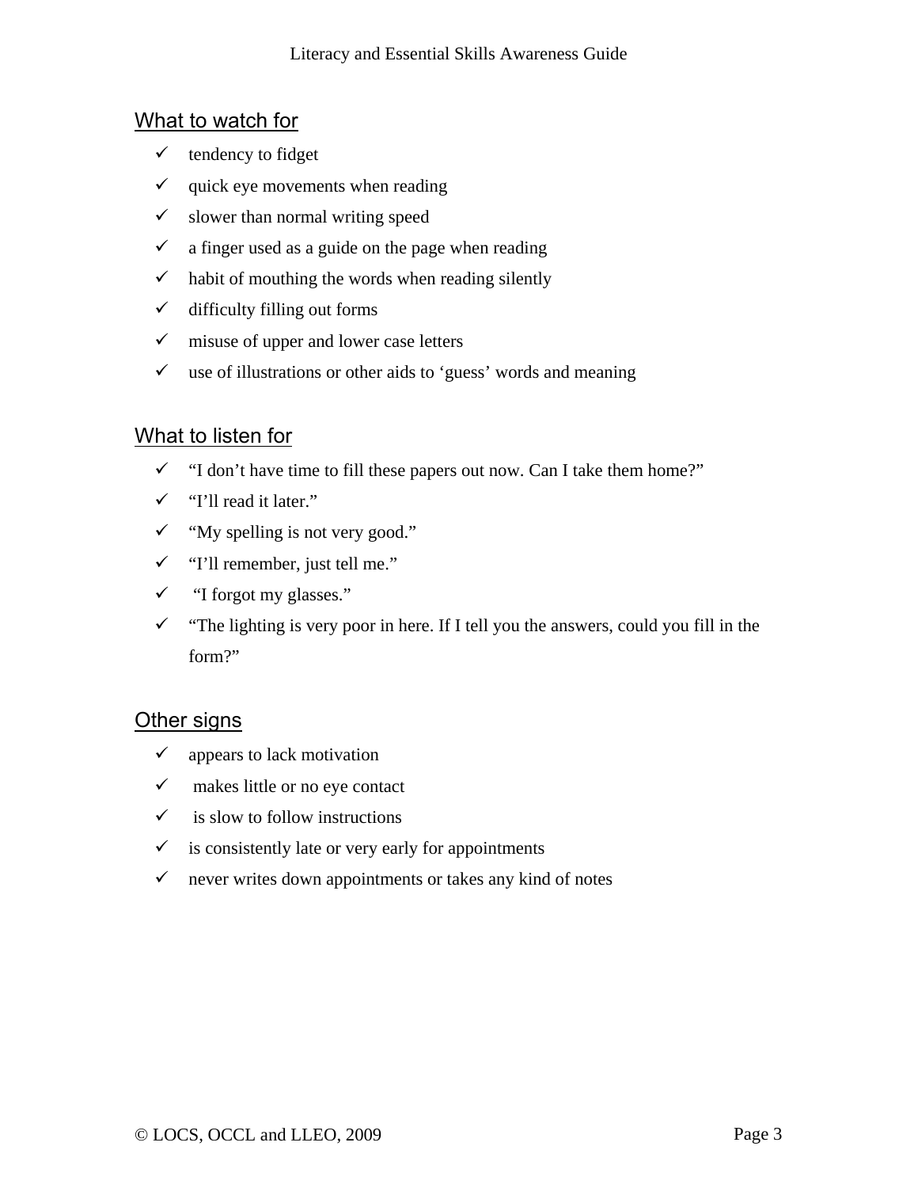## What to watch for

- tendency to fidget
- quick eye movements when reading
- slower than normal writing speed
- a finger used as a guide on the page when reading
- habit of mouthing the words when reading silently
- difficulty filling out forms
- misuse of upper and lower case letters
- use of illustrations or other aids to 'guess' words and meaning

## What to listen for

- "I don't have time to fill these papers out now. Can I take them home?"
- "I'll read it later."
- "My spelling is not very good."
- "I'll remember, just tell me."
- "I forgot my glasses."
- "The lighting is very poor in here. If I tell you the answers, could you fill in the form?"

## Other signs

- appears to lack motivation
- makes little or no eye contact
- is slow to follow instructions
- is consistently late or very early for appointments
- never writes down appointments or takes any kind of notes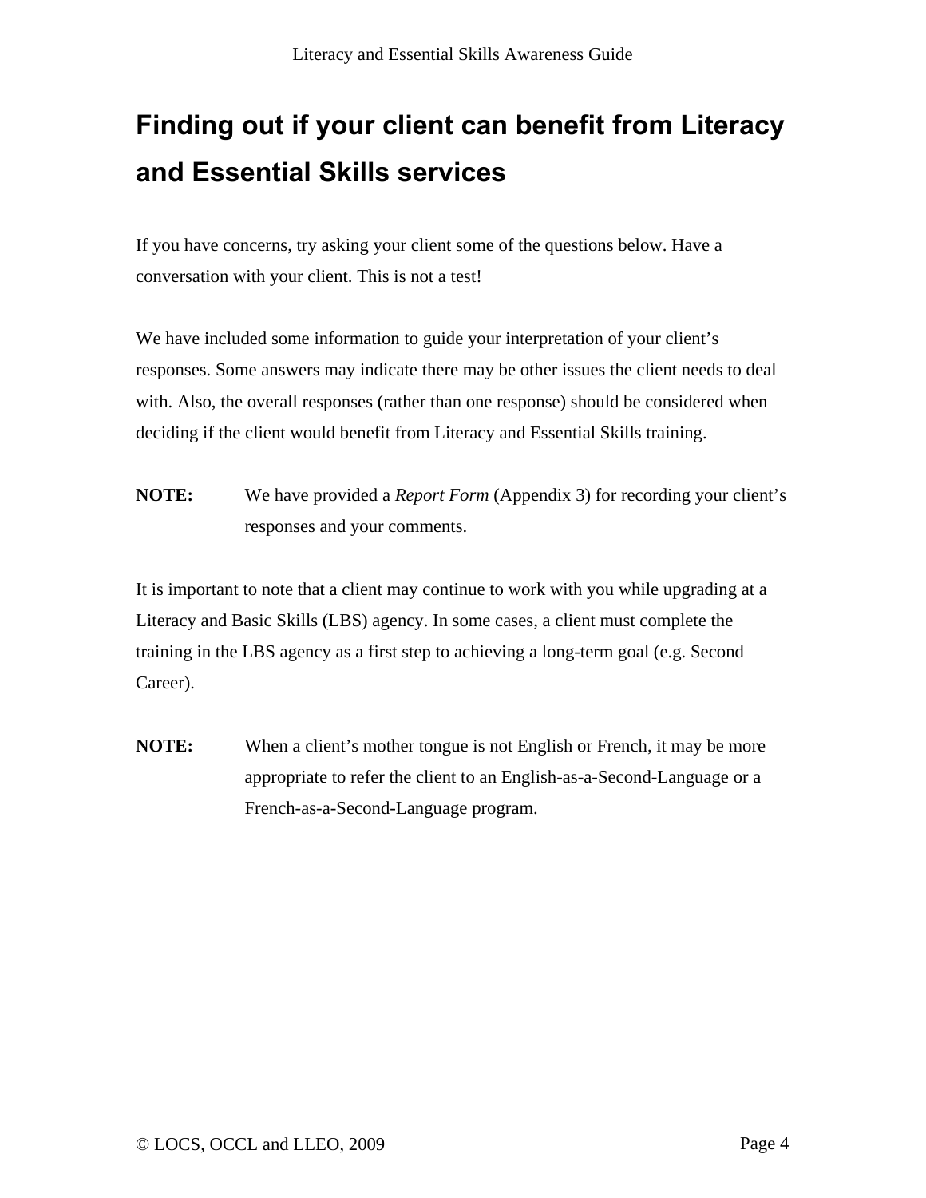# Finding out if your client can benefit from Literacy and Essential Skills services

If you have concerns, try asking your client some of the questions below. Have a conversation with your client. This is not a test!

We have included some information to guide your interpretation of your client's responses. Some answers may indicate there may be other issues the client needs to deal with. Also, the overall responses (rather than one response) should be considered when deciding if the client would benefit from Literacy and Essential Skills training.

**NOTE:** We have provided a *Report Form* (Appendix 3) for recording your client's responses and your comments.

It is important to note that a client may continue to work with you while upgrading at a Literacy and Basic Skills (LBS) agency. In some cases, a client must complete the training in the LBS agency as a first step to achieving a long-term goal (e.g. Second Career).

**NOTE:** When a client's mother tongue is not English or French, it may be more appropriate to refer the client to an English-as-a-Second-Language or a French-as-a-Second-Language program.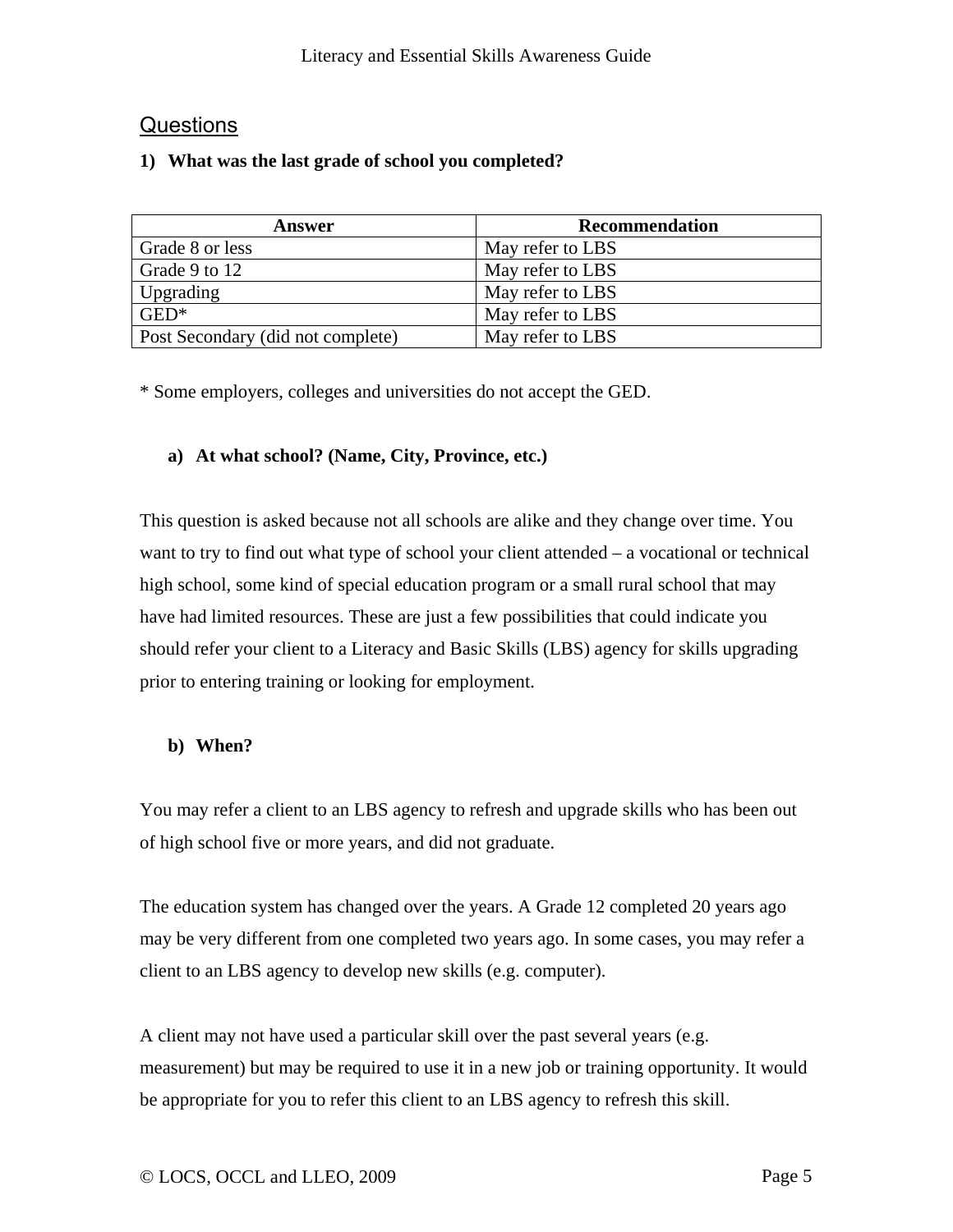## Questions

**1) What was the last grade of school you completed?**

| Answer | Recommendation |
|---|---|
| Grade 8 or less | May refer to LBS |
| Grade 9 to 12 | May refer to LBS |
| Upgrading | May refer to LBS |
| GED* | May refer to LBS |
| Post Secondary (did not complete) | May refer to LBS |

* Some employers, colleges and universities do not accept the GED.

**a) At what school? (Name, City, Province, etc.)**

This question is asked because not all schools are alike and they change over time. You want to try to find out what type of school your client attended – a vocational or technical high school, some kind of special education program or a small rural school that may have had limited resources. These are just a few possibilities that could indicate you should refer your client to a Literacy and Basic Skills (LBS) agency for skills upgrading prior to entering training or looking for employment.

**b) When?**

You may refer a client to an LBS agency to refresh and upgrade skills who has been out of high school five or more years, and did not graduate.

The education system has changed over the years. A Grade 12 completed 20 years ago may be very different from one completed two years ago. In some cases, you may refer a client to an LBS agency to develop new skills (e.g. computer).

A client may not have used a particular skill over the past several years (e.g. measurement) but may be required to use it in a new job or training opportunity. It would be appropriate for you to refer this client to an LBS agency to refresh this skill.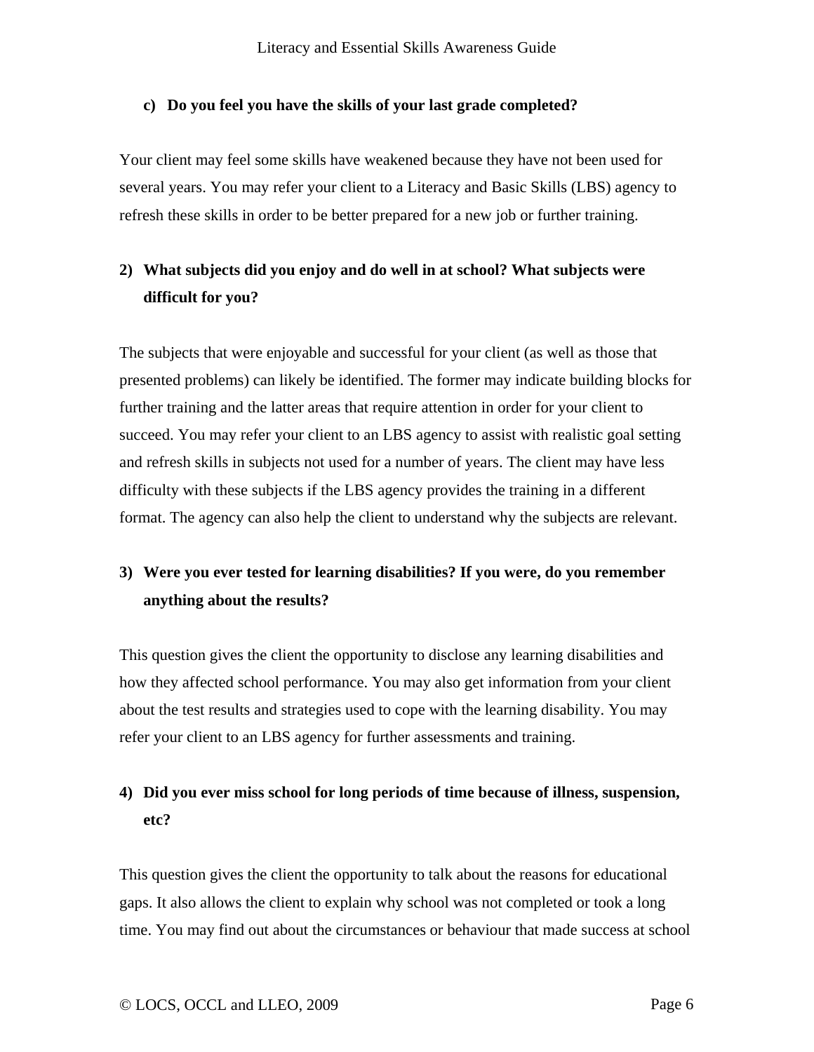**c) Do you feel you have the skills of your last grade completed?**

Your client may feel some skills have weakened because they have not been used for several years. You may refer your client to a Literacy and Basic Skills (LBS) agency to refresh these skills in order to be better prepared for a new job or further training.

**2) What subjects did you enjoy and do well in at school? What subjects were difficult for you?**

The subjects that were enjoyable and successful for your client (as well as those that presented problems) can likely be identified. The former may indicate building blocks for further training and the latter areas that require attention in order for your client to succeed. You may refer your client to an LBS agency to assist with realistic goal setting and refresh skills in subjects not used for a number of years. The client may have less difficulty with these subjects if the LBS agency provides the training in a different format. The agency can also help the client to understand why the subjects are relevant.

**3) Were you ever tested for learning disabilities? If you were, do you remember anything about the results?**

This question gives the client the opportunity to disclose any learning disabilities and how they affected school performance. You may also get information from your client about the test results and strategies used to cope with the learning disability. You may refer your client to an LBS agency for further assessments and training.

**4) Did you ever miss school for long periods of time because of illness, suspension, etc?**

This question gives the client the opportunity to talk about the reasons for educational gaps. It also allows the client to explain why school was not completed or took a long time. You may find out about the circumstances or behaviour that made success at school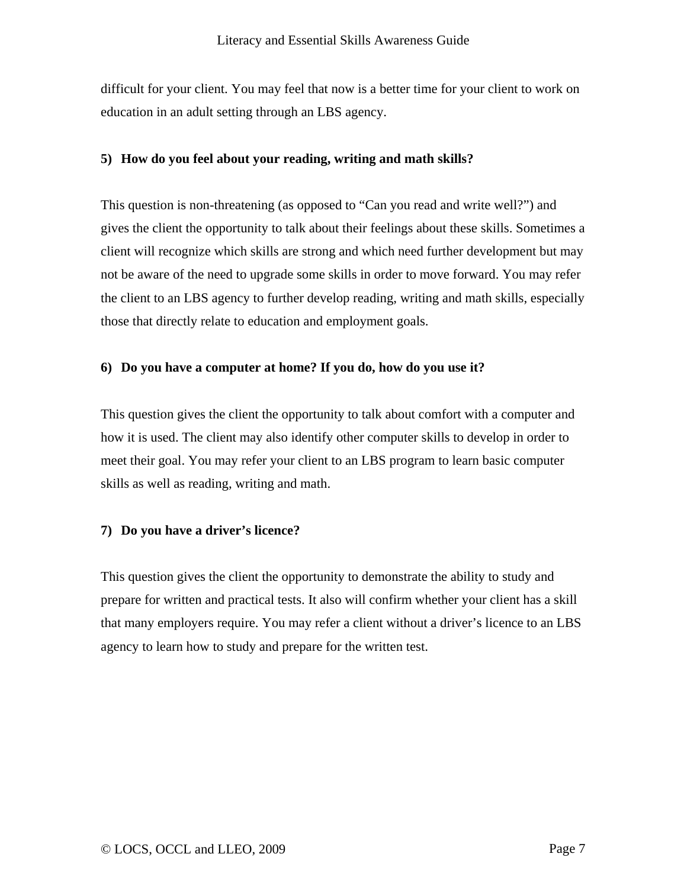difficult for your client. You may feel that now is a better time for your client to work on education in an adult setting through an LBS agency.

**5) How do you feel about your reading, writing and math skills?**

This question is non-threatening (as opposed to "Can you read and write well?") and gives the client the opportunity to talk about their feelings about these skills. Sometimes a client will recognize which skills are strong and which need further development but may not be aware of the need to upgrade some skills in order to move forward. You may refer the client to an LBS agency to further develop reading, writing and math skills, especially those that directly relate to education and employment goals.

**6) Do you have a computer at home? If you do, how do you use it?**

This question gives the client the opportunity to talk about comfort with a computer and how it is used. The client may also identify other computer skills to develop in order to meet their goal. You may refer your client to an LBS program to learn basic computer skills as well as reading, writing and math.

**7) Do you have a driver's licence?**

This question gives the client the opportunity to demonstrate the ability to study and prepare for written and practical tests. It also will confirm whether your client has a skill that many employers require. You may refer a client without a driver's licence to an LBS agency to learn how to study and prepare for the written test.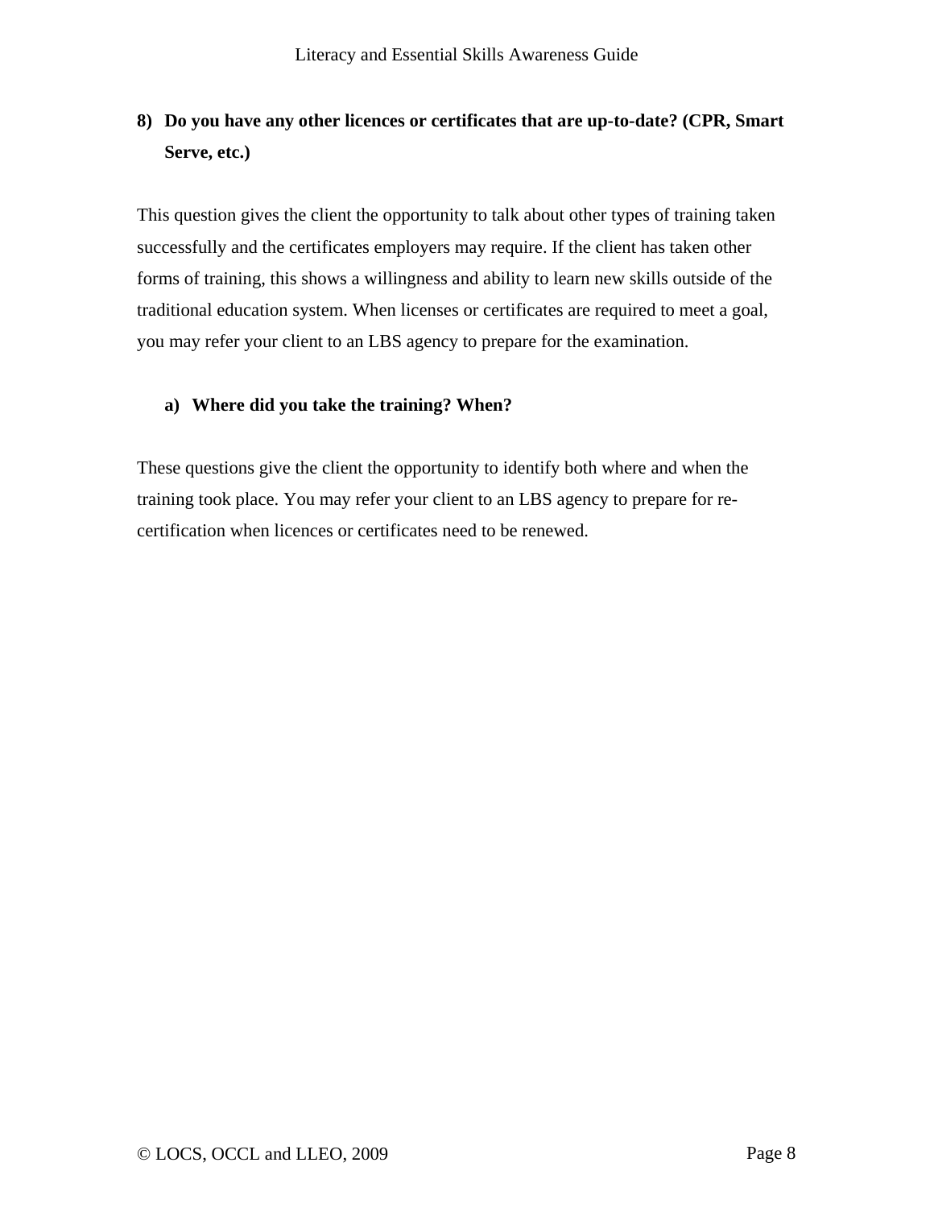**8) Do you have any other licences or certificates that are up-to-date? (CPR, Smart Serve, etc.)**

This question gives the client the opportunity to talk about other types of training taken successfully and the certificates employers may require. If the client has taken other forms of training, this shows a willingness and ability to learn new skills outside of the traditional education system. When licenses or certificates are required to meet a goal, you may refer your client to an LBS agency to prepare for the examination.

**a) Where did you take the training? When?**

These questions give the client the opportunity to identify both where and when the training took place. You may refer your client to an LBS agency to prepare for re-certification when licences or certificates need to be renewed.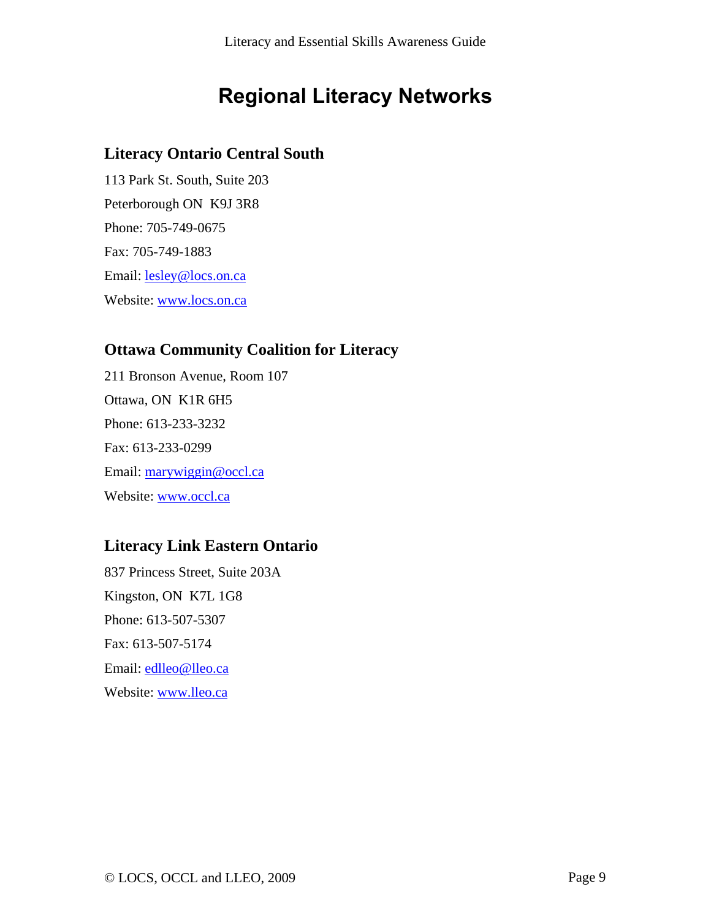# Regional Literacy Networks

## Literacy Ontario Central South

113 Park St. South, Suite 203

Peterborough ON  K9J 3R8

Phone: 705-749-0675

Fax: 705-749-1883

Email: lesley@locs.on.ca

Website: www.locs.on.ca

## Ottawa Community Coalition for Literacy

211 Bronson Avenue, Room 107

Ottawa, ON  K1R 6H5

Phone: 613-233-3232

Fax: 613-233-0299

Email: marywiggin@occl.ca

Website: www.occl.ca

## Literacy Link Eastern Ontario

837 Princess Street, Suite 203A

Kingston, ON  K7L 1G8

Phone: 613-507-5307

Fax: 613-507-5174

Email: edlleo@lleo.ca

Website: www.lleo.ca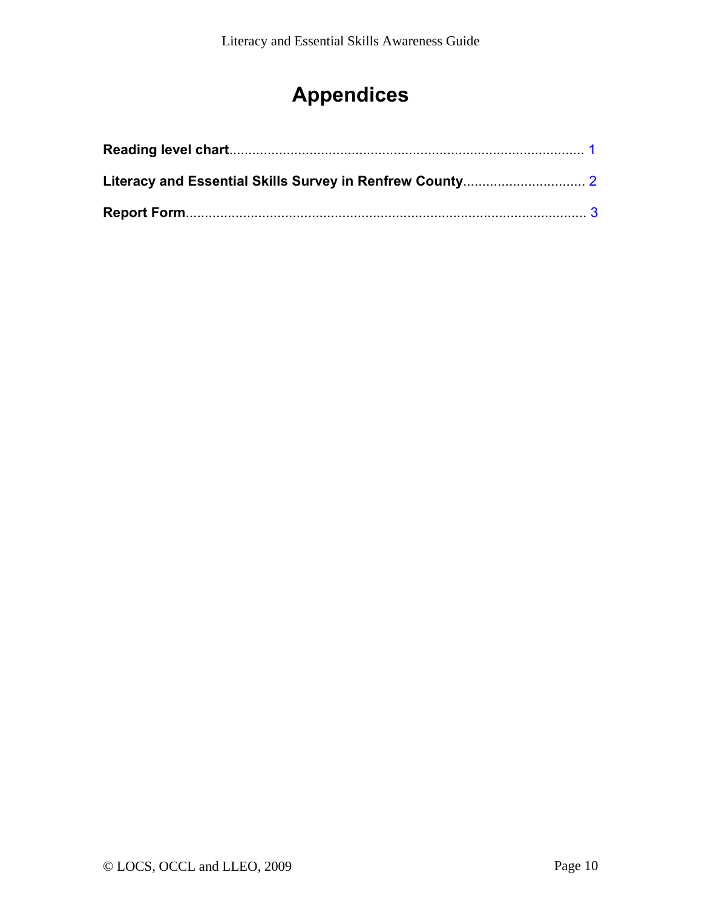# Appendices

**Reading level chart**............................................................................................ 1

**Literacy and Essential Skills Survey in Renfrew County**................................ 2

**Report Form**........................................................................................................ 3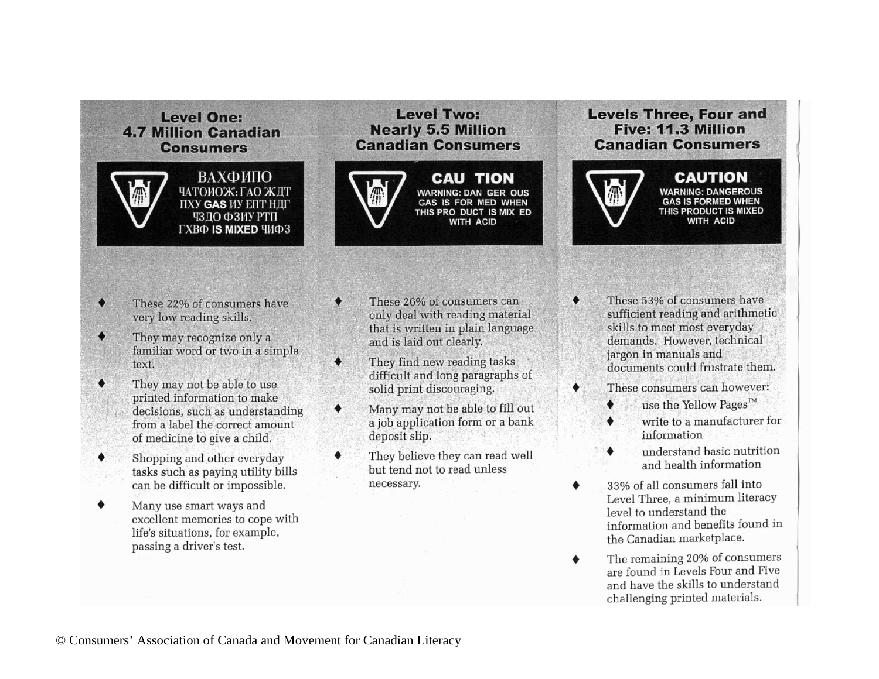## Level One: 4.7 Million Canadian Consumers

ВАХФИПО
ЧАТОИОЖ:ГАО ЖДТ
ПХУ **GAS** ИУ ЕПТ НДГ
ЧЗДО ФЗИУ РТП
ГХВФ **IS MIXED** ЧИФЗ

- These 22% of consumers have very low reading skills.
- They may recognize only a familiar word or two in a simple text.
- They may not be able to use printed information to make decisions, such as understanding from a label the correct amount of medicine to give a child.
- Shopping and other everyday tasks such as paying utility bills can be difficult or impossible.
- Many use smart ways and excellent memories to cope with life's situations, for example, passing a driver's test.

## Level Two: Nearly 5.5 Million Canadian Consumers

**CAU TION**
WARNING: DAN GER OUS GAS IS FOR MED WHEN THIS PRO DUCT IS MIX ED WITH ACID

- These 26% of consumers can only deal with reading material that is written in plain language and is laid out clearly.
- They find new reading tasks difficult and long paragraphs of solid print discouraging.
- Many may not be able to fill out a job application form or a bank deposit slip.
- They believe they can read well but tend not to read unless necessary.

## Levels Three, Four and Five: 11.3 Million Canadian Consumers

**CAUTION**
WARNING: DANGEROUS GAS IS FORMED WHEN THIS PRODUCT IS MIXED WITH ACID

- These 53% of consumers have sufficient reading and arithmetic skills to meet most everyday demands. However, technical jargon in manuals and documents could frustrate them.
- These consumers can however:
  - use the Yellow Pages™
  - write to a manufacturer for information
  - understand basic nutrition and health information
- 33% of all consumers fall into Level Three, a minimum literacy level to understand the information and benefits found in the Canadian marketplace.
- The remaining 20% of consumers are found in Levels Four and Five and have the skills to understand challenging printed materials.

© Consumers' Association of Canada and Movement for Canadian Literacy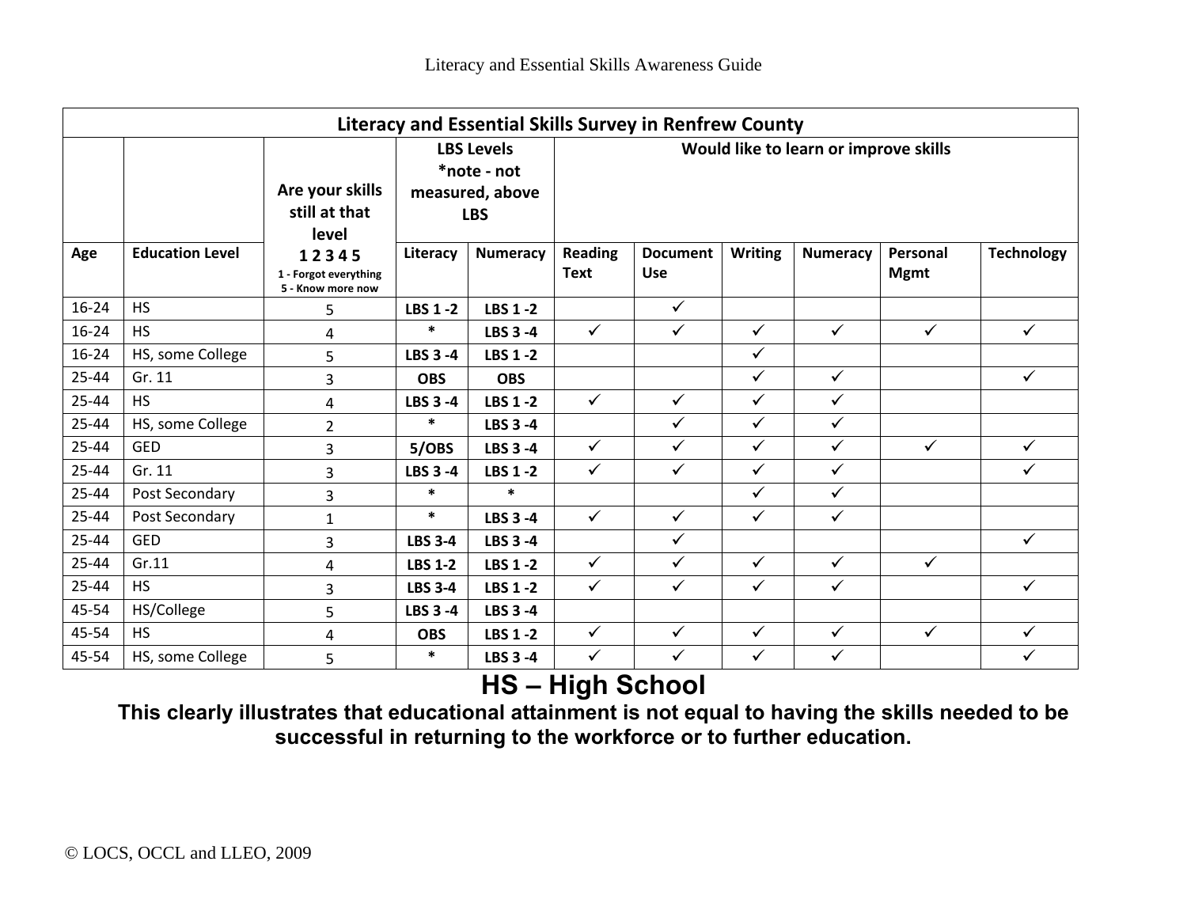| Literacy and Essential Skills Survey in Renfrew County | | | | | | | | | | | |
|---|---|---|---|---|---|---|---|---|---|---|---|
| | | Are your skills still at that level **1 2 3 4 5** 1 - Forgot everything 5 - Know more now | LBS Levels *note - not measured, above LBS | | Would like to learn or improve skills | | | | | | |
| **Age** | **Education Level** | | **Literacy** | **Numeracy** | **Reading Text** | **Document Use** | **Writing** | **Numeracy** | **Personal Mgmt** | **Technology** |
| 16-24 | HS | 5 | **LBS 1 -2** | **LBS 1 -2** | | ✓ | | | | |
| 16-24 | HS | 4 | * | **LBS 3 -4** | ✓ | ✓ | ✓ | ✓ | ✓ | ✓ |
| 16-24 | HS, some College | 5 | **LBS 3 -4** | **LBS 1 -2** | | | ✓ | | | |
| 25-44 | Gr. 11 | 3 | **OBS** | **OBS** | | | ✓ | ✓ | | ✓ |
| 25-44 | HS | 4 | **LBS 3 -4** | **LBS 1 -2** | ✓ | ✓ | ✓ | ✓ | | |
| 25-44 | HS, some College | 2 | * | **LBS 3 -4** | | ✓ | ✓ | ✓ | | |
| 25-44 | GED | 3 | **5/OBS** | **LBS 3 -4** | ✓ | ✓ | ✓ | ✓ | ✓ | ✓ |
| 25-44 | Gr. 11 | 3 | **LBS 3 -4** | **LBS 1 -2** | ✓ | ✓ | ✓ | ✓ | | ✓ |
| 25-44 | Post Secondary | 3 | * | * | | | ✓ | ✓ | | |
| 25-44 | Post Secondary | 1 | * | **LBS 3 -4** | ✓ | ✓ | ✓ | ✓ | | |
| 25-44 | GED | 3 | **LBS 3-4** | **LBS 3 -4** | | ✓ | | | | ✓ |
| 25-44 | Gr.11 | 4 | **LBS 1-2** | **LBS 1 -2** | ✓ | ✓ | ✓ | ✓ | ✓ | |
| 25-44 | HS | 3 | **LBS 3-4** | **LBS 1 -2** | ✓ | ✓ | ✓ | ✓ | | ✓ |
| 45-54 | HS/College | 5 | **LBS 3 -4** | **LBS 3 -4** | | | | | | |
| 45-54 | HS | 4 | **OBS** | **LBS 1 -2** | ✓ | ✓ | ✓ | ✓ | ✓ | ✓ |
| 45-54 | HS, some College | 5 | * | **LBS 3 -4** | ✓ | ✓ | ✓ | ✓ | | ✓ |

**HS – High School**

**This clearly illustrates that educational attainment is not equal to having the skills needed to be successful in returning to the workforce or to further education.**

© LOCS, OCCL and LLEO, 2009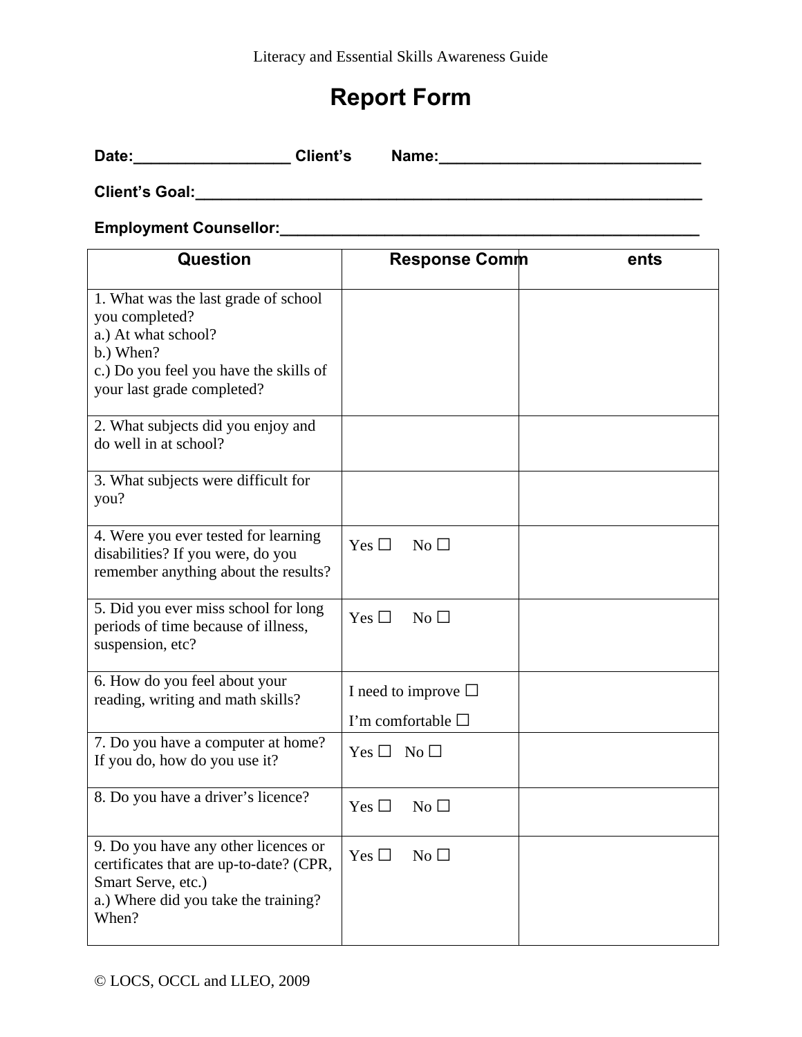# Report Form

**Date:__________________ Client's Name:______________________________**

**Client's Goal:____________________________________________________________**

**Employment Counsellor:__________________________________________________**

| Question | Response | Comments |
|---|---|---|
| 1. What was the last grade of school you completed?<br>a.) At what school?<br>b.) When?<br>c.) Do you feel you have the skills of your last grade completed? | | |
| 2. What subjects did you enjoy and do well in at school? | | |
| 3. What subjects were difficult for you? | | |
| 4. Were you ever tested for learning disabilities? If you were, do you remember anything about the results? | Yes ☐ No ☐ | |
| 5. Did you ever miss school for long periods of time because of illness, suspension, etc? | Yes ☐ No ☐ | |
| 6. How do you feel about your reading, writing and math skills? | I need to improve ☐<br>I'm comfortable ☐ | |
| 7. Do you have a computer at home? If you do, how do you use it? | Yes ☐ No ☐ | |
| 8. Do you have a driver's licence? | Yes ☐ No ☐ | |
| 9. Do you have any other licences or certificates that are up-to-date? (CPR, Smart Serve, etc.)<br>a.) Where did you take the training? When? | Yes ☐ No ☐ | |

© LOCS, OCCL and LLEO, 2009